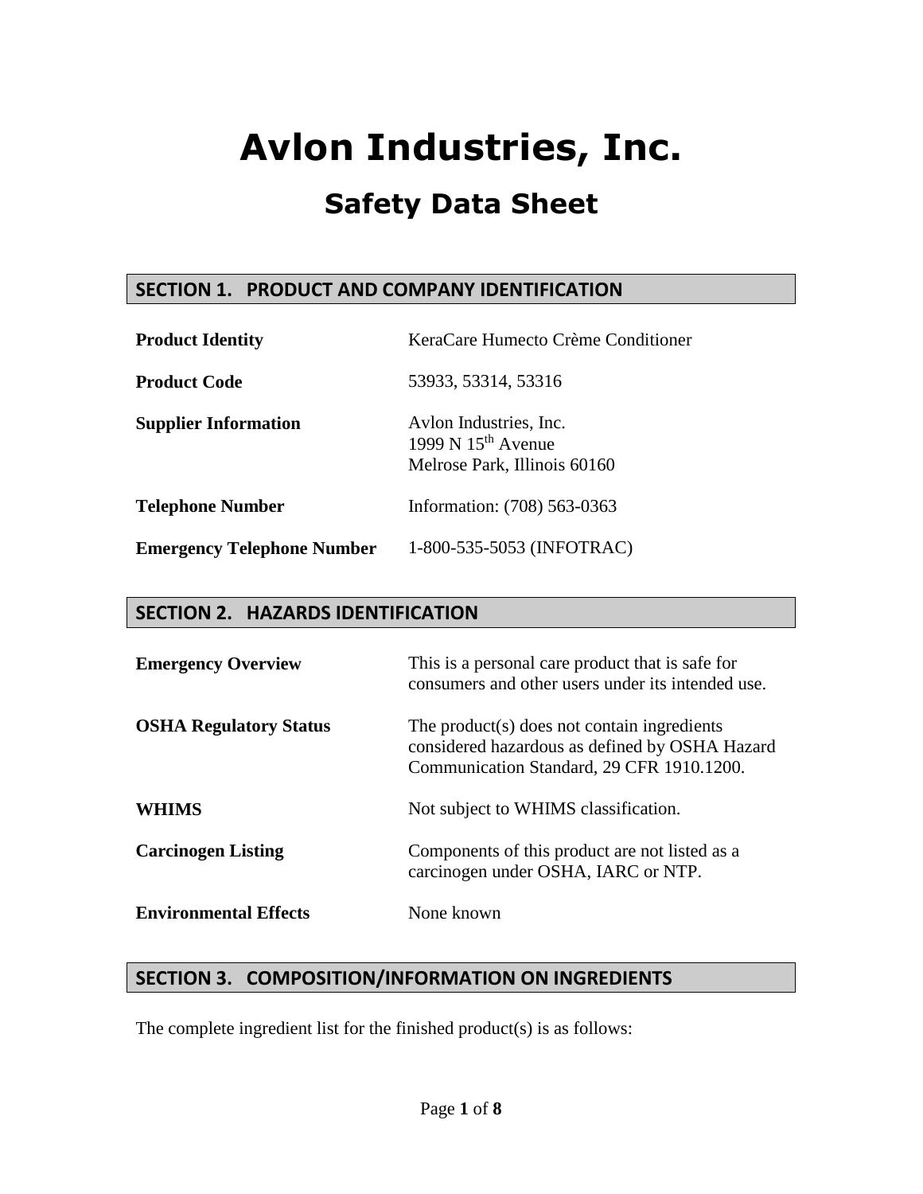# Avlon Industries, Inc.

## Safety Data Sheet

## SECTION 1. PRODUCT AND COMPANY IDENTIFICATION

| | |
|---|---|
| **Product Identity** | KeraCare Humecto Crème Conditioner |
| **Product Code** | 53933, 53314, 53316 |
| **Supplier Information** | Avlon Industries, Inc.<br>1999 N 15th Avenue<br>Melrose Park, Illinois 60160 |
| **Telephone Number** | Information: (708) 563-0363 |
| **Emergency Telephone Number** | 1-800-535-5053 (INFOTRAC) |

## SECTION 2. HAZARDS IDENTIFICATION

| | |
|---|---|
| **Emergency Overview** | This is a personal care product that is safe for consumers and other users under its intended use. |
| **OSHA Regulatory Status** | The product(s) does not contain ingredients considered hazardous as defined by OSHA Hazard Communication Standard, 29 CFR 1910.1200. |
| **WHIMS** | Not subject to WHIMS classification. |
| **Carcinogen Listing** | Components of this product are not listed as a carcinogen under OSHA, IARC or NTP. |
| **Environmental Effects** | None known |

## SECTION 3. COMPOSITION/INFORMATION ON INGREDIENTS

The complete ingredient list for the finished product(s) is as follows: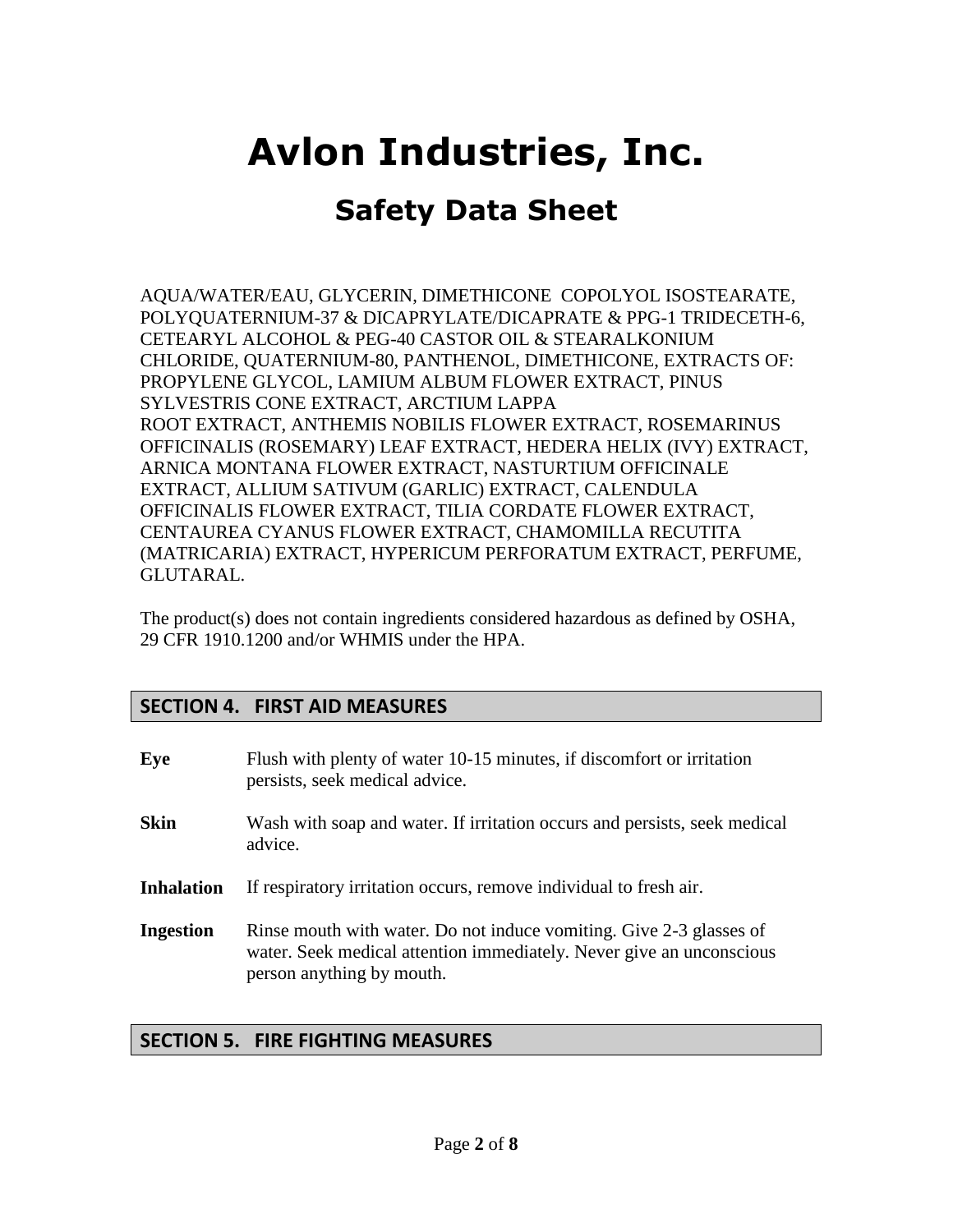# Avlon Industries, Inc.

## Safety Data Sheet

AQUA/WATER/EAU, GLYCERIN, DIMETHICONE COPOLYOL ISOSTEARATE, POLYQUATERNIUM-37 & DICAPRYLATE/DICAPRATE & PPG-1 TRIDECETH-6, CETEARYL ALCOHOL & PEG-40 CASTOR OIL & STEARALKONIUM CHLORIDE, QUATERNIUM-80, PANTHENOL, DIMETHICONE, EXTRACTS OF: PROPYLENE GLYCOL, LAMIUM ALBUM FLOWER EXTRACT, PINUS SYLVESTRIS CONE EXTRACT, ARCTIUM LAPPA ROOT EXTRACT, ANTHEMIS NOBILIS FLOWER EXTRACT, ROSEMARINUS OFFICINALIS (ROSEMARY) LEAF EXTRACT, HEDERA HELIX (IVY) EXTRACT, ARNICA MONTANA FLOWER EXTRACT, NASTURTIUM OFFICINALE EXTRACT, ALLIUM SATIVUM (GARLIC) EXTRACT, CALENDULA OFFICINALIS FLOWER EXTRACT, TILIA CORDATE FLOWER EXTRACT, CENTAUREA CYANUS FLOWER EXTRACT, CHAMOMILLA RECUTITA (MATRICARIA) EXTRACT, HYPERICUM PERFORATUM EXTRACT, PERFUME, GLUTARAL.

The product(s) does not contain ingredients considered hazardous as defined by OSHA, 29 CFR 1910.1200 and/or WHMIS under the HPA.

## SECTION 4. FIRST AID MEASURES

**Eye** Flush with plenty of water 10-15 minutes, if discomfort or irritation persists, seek medical advice.

**Skin** Wash with soap and water. If irritation occurs and persists, seek medical advice.

**Inhalation** If respiratory irritation occurs, remove individual to fresh air.

**Ingestion** Rinse mouth with water. Do not induce vomiting. Give 2-3 glasses of water. Seek medical attention immediately. Never give an unconscious person anything by mouth.

## SECTION 5. FIRE FIGHTING MEASURES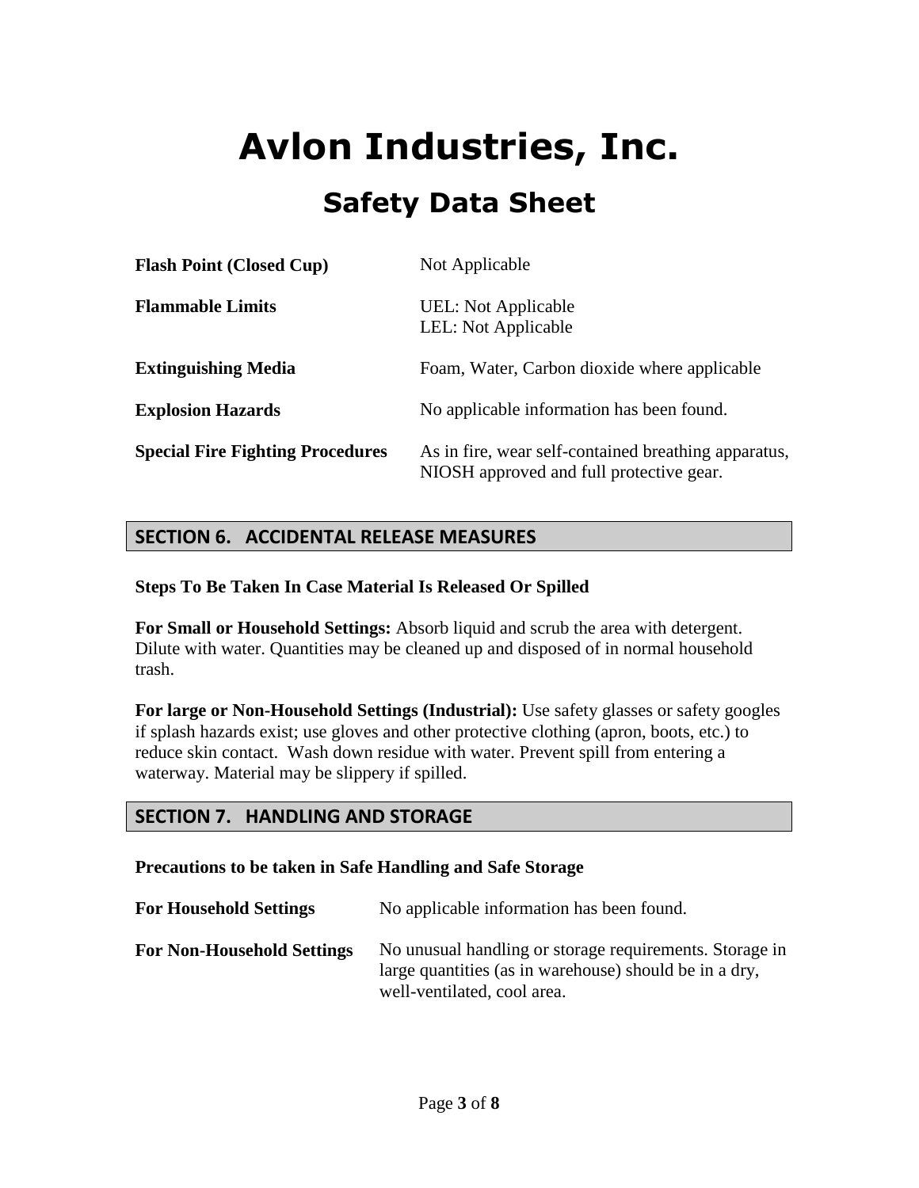# Avlon Industries, Inc.

## Safety Data Sheet

| | |
|---|---|
| **Flash Point (Closed Cup)** | Not Applicable |
| **Flammable Limits** | UEL: Not Applicable<br>LEL: Not Applicable |
| **Extinguishing Media** | Foam, Water, Carbon dioxide where applicable |
| **Explosion Hazards** | No applicable information has been found. |
| **Special Fire Fighting Procedures** | As in fire, wear self-contained breathing apparatus, NIOSH approved and full protective gear. |

## SECTION 6. ACCIDENTAL RELEASE MEASURES

**Steps To Be Taken In Case Material Is Released Or Spilled**

**For Small or Household Settings:** Absorb liquid and scrub the area with detergent. Dilute with water. Quantities may be cleaned up and disposed of in normal household trash.

**For large or Non-Household Settings (Industrial):** Use safety glasses or safety googles if splash hazards exist; use gloves and other protective clothing (apron, boots, etc.) to reduce skin contact. Wash down residue with water. Prevent spill from entering a waterway. Material may be slippery if spilled.

## SECTION 7. HANDLING AND STORAGE

**Precautions to be taken in Safe Handling and Safe Storage**

| | |
|---|---|
| **For Household Settings** | No applicable information has been found. |
| **For Non-Household Settings** | No unusual handling or storage requirements. Storage in large quantities (as in warehouse) should be in a dry, well-ventilated, cool area. |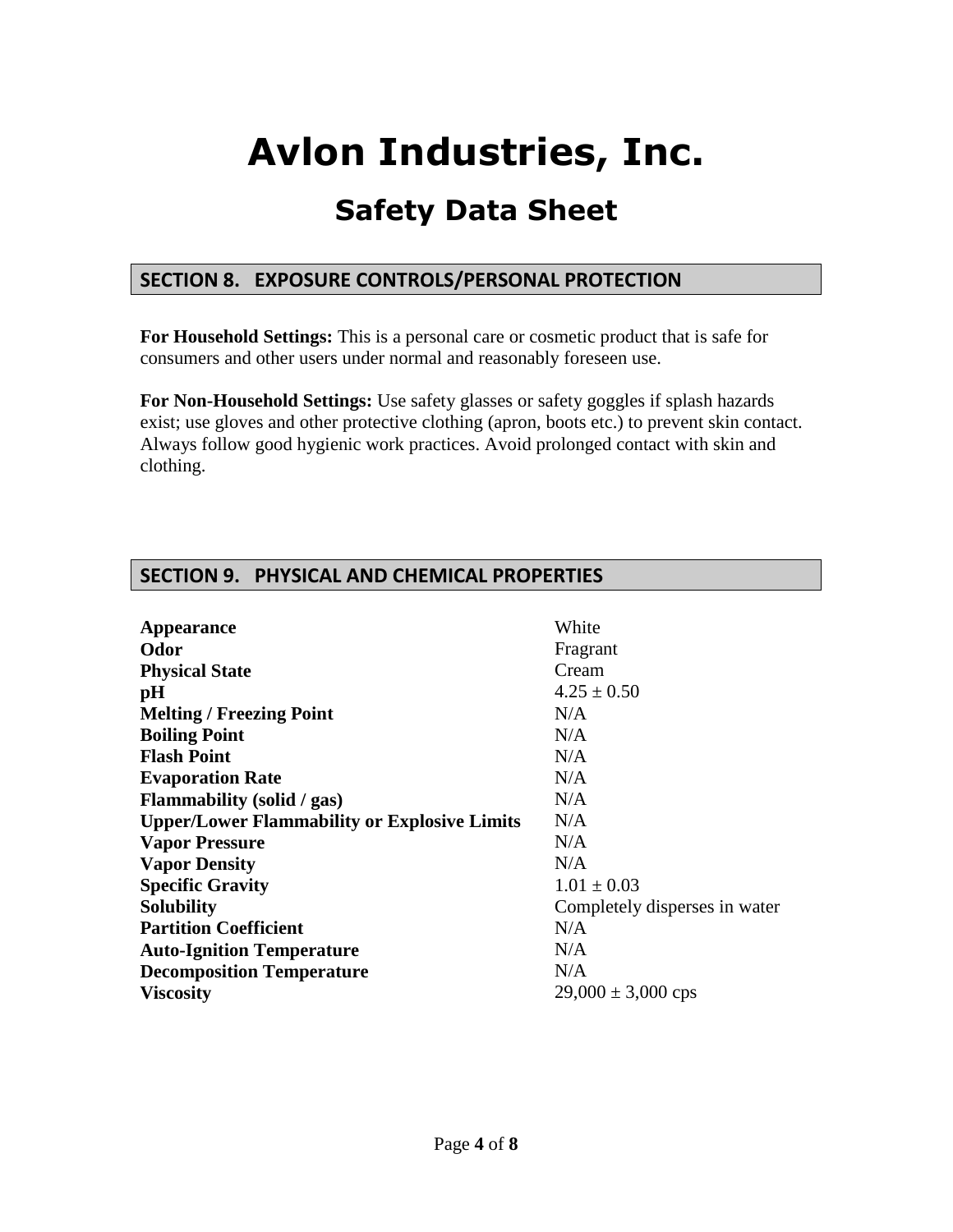# Avlon Industries, Inc.

## Safety Data Sheet

### SECTION 8. EXPOSURE CONTROLS/PERSONAL PROTECTION

**For Household Settings:** This is a personal care or cosmetic product that is safe for consumers and other users under normal and reasonably foreseen use.

**For Non-Household Settings:** Use safety glasses or safety goggles if splash hazards exist; use gloves and other protective clothing (apron, boots etc.) to prevent skin contact. Always follow good hygienic work practices. Avoid prolonged contact with skin and clothing.

### SECTION 9. PHYSICAL AND CHEMICAL PROPERTIES

| Property | Value |
|---|---|
| **Appearance** | White |
| **Odor** | Fragrant |
| **Physical State** | Cream |
| **pH** | $4.25 \pm 0.50$ |
| **Melting / Freezing Point** | N/A |
| **Boiling Point** | N/A |
| **Flash Point** | N/A |
| **Evaporation Rate** | N/A |
| **Flammability (solid / gas)** | N/A |
| **Upper/Lower Flammability or Explosive Limits** | N/A |
| **Vapor Pressure** | N/A |
| **Vapor Density** | N/A |
| **Specific Gravity** | $1.01 \pm 0.03$ |
| **Solubility** | Completely disperses in water |
| **Partition Coefficient** | N/A |
| **Auto-Ignition Temperature** | N/A |
| **Decomposition Temperature** | N/A |
| **Viscosity** | $29{,}000 \pm 3{,}000$ cps |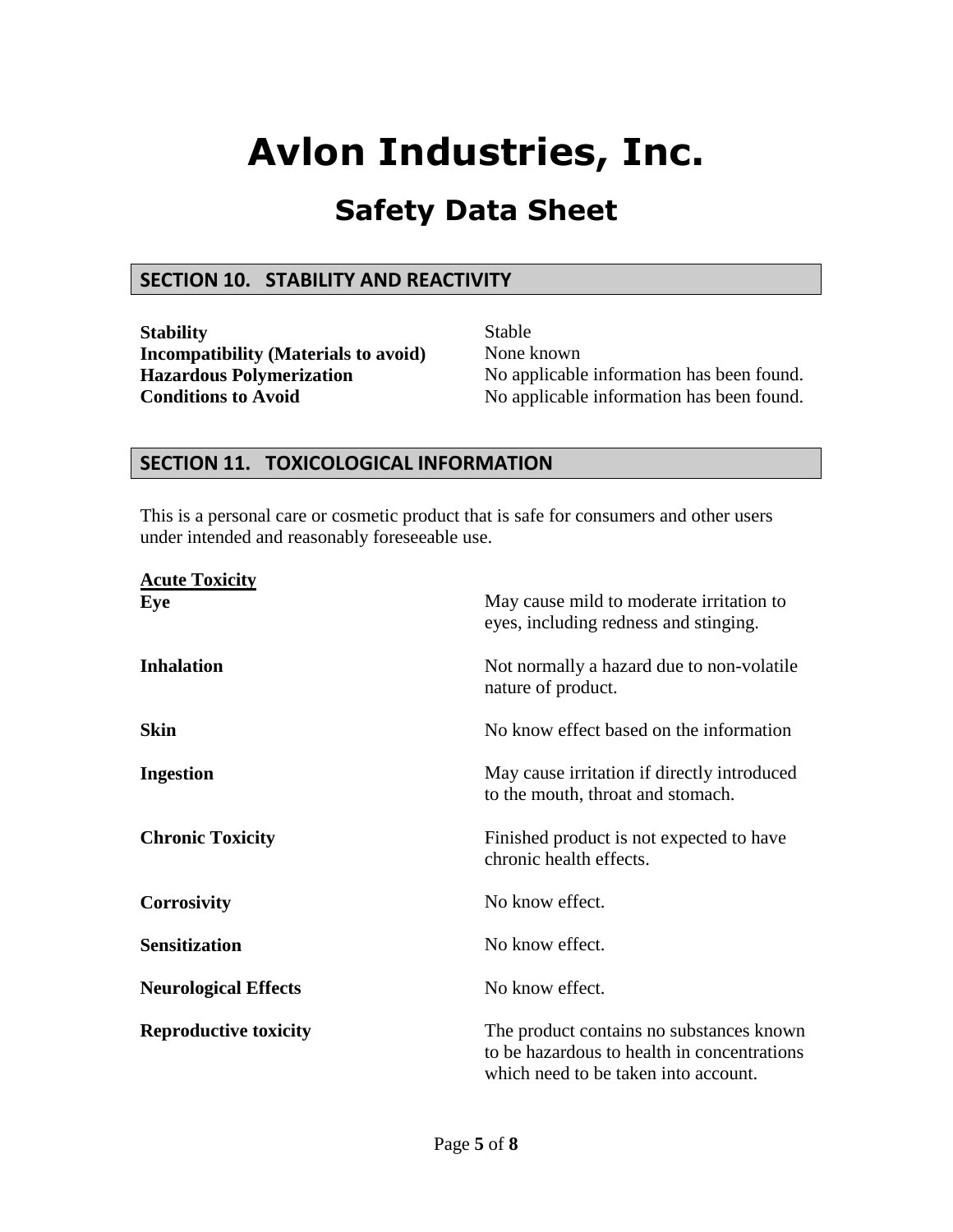# Avlon Industries, Inc.

## Safety Data Sheet

### SECTION 10. STABILITY AND REACTIVITY

| | |
|---|---|
| **Stability** | Stable |
| **Incompatibility (Materials to avoid)** | None known |
| **Hazardous Polymerization** | No applicable information has been found. |
| **Conditions to Avoid** | No applicable information has been found. |

### SECTION 11. TOXICOLOGICAL INFORMATION

This is a personal care or cosmetic product that is safe for consumers and other users under intended and reasonably foreseeable use.

**<u>Acute Toxicity</u>**

| | |
|---|---|
| **Eye** | May cause mild to moderate irritation to eyes, including redness and stinging. |
| **Inhalation** | Not normally a hazard due to non-volatile nature of product. |
| **Skin** | No know effect based on the information |
| **Ingestion** | May cause irritation if directly introduced to the mouth, throat and stomach. |
| **Chronic Toxicity** | Finished product is not expected to have chronic health effects. |
| **Corrosivity** | No know effect. |
| **Sensitization** | No know effect. |
| **Neurological Effects** | No know effect. |
| **Reproductive toxicity** | The product contains no substances known to be hazardous to health in concentrations which need to be taken into account. |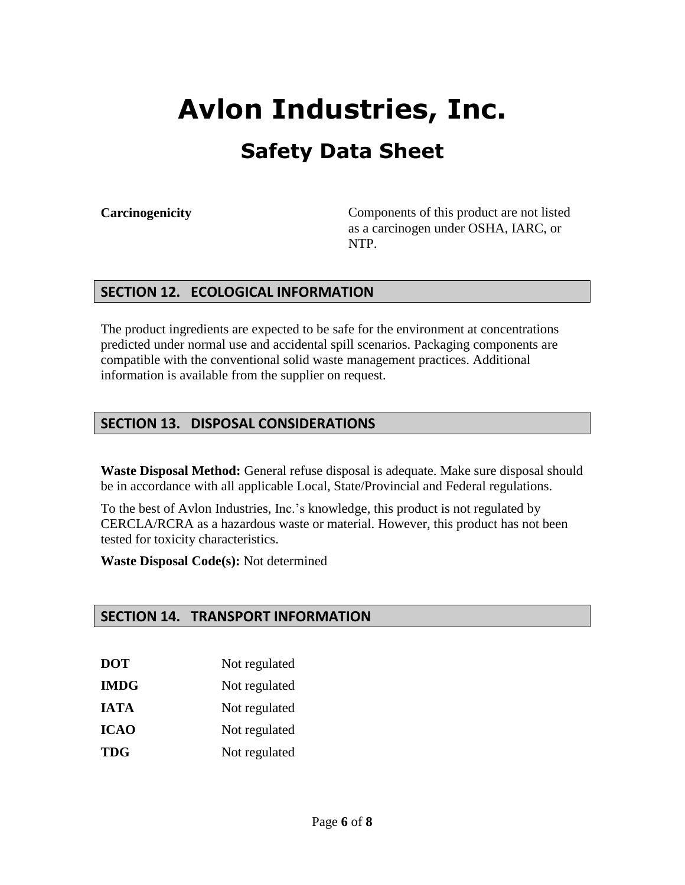# Avlon Industries, Inc.

## Safety Data Sheet

| | |
|---|---|
| **Carcinogenicity** | Components of this product are not listed as a carcinogen under OSHA, IARC, or NTP. |

## SECTION 12. ECOLOGICAL INFORMATION

The product ingredients are expected to be safe for the environment at concentrations predicted under normal use and accidental spill scenarios. Packaging components are compatible with the conventional solid waste management practices. Additional information is available from the supplier on request.

## SECTION 13. DISPOSAL CONSIDERATIONS

**Waste Disposal Method:** General refuse disposal is adequate. Make sure disposal should be in accordance with all applicable Local, State/Provincial and Federal regulations.

To the best of Avlon Industries, Inc.'s knowledge, this product is not regulated by CERCLA/RCRA as a hazardous waste or material. However, this product has not been tested for toxicity characteristics.

**Waste Disposal Code(s):** Not determined

## SECTION 14. TRANSPORT INFORMATION

| | |
|---|---|
| **DOT** | Not regulated |
| **IMDG** | Not regulated |
| **IATA** | Not regulated |
| **ICAO** | Not regulated |
| **TDG** | Not regulated |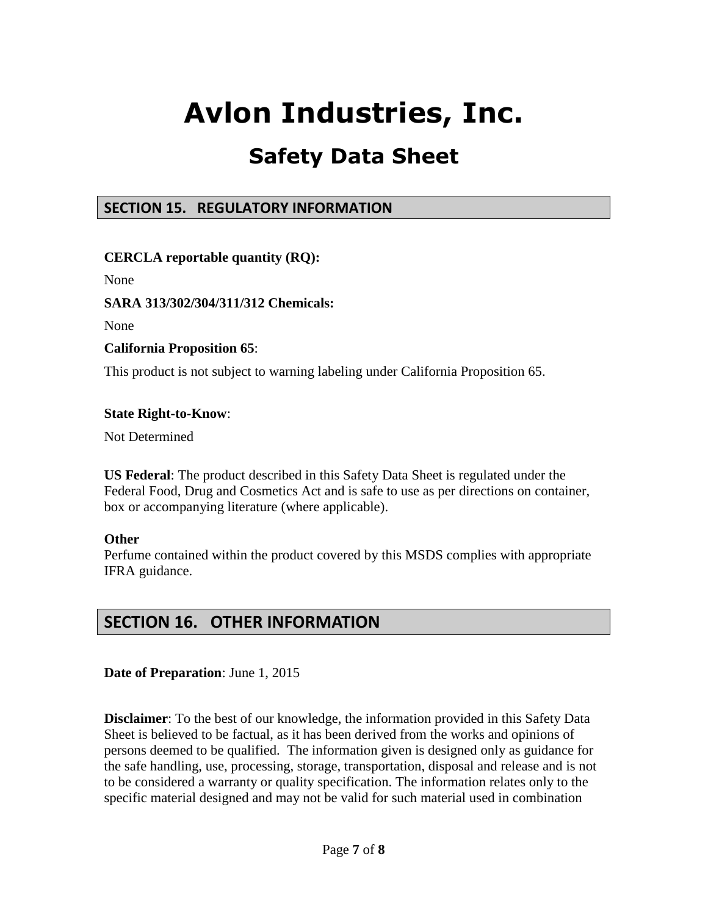# Avlon Industries, Inc.

## Safety Data Sheet

## SECTION 15. REGULATORY INFORMATION

**CERCLA reportable quantity (RQ):**

None

**SARA 313/302/304/311/312 Chemicals:**

None

**California Proposition 65**:

This product is not subject to warning labeling under California Proposition 65.

**State Right-to-Know**:

Not Determined

**US Federal**: The product described in this Safety Data Sheet is regulated under the Federal Food, Drug and Cosmetics Act and is safe to use as per directions on container, box or accompanying literature (where applicable).

**Other**
Perfume contained within the product covered by this MSDS complies with appropriate IFRA guidance.

## SECTION 16. OTHER INFORMATION

**Date of Preparation**: June 1, 2015

**Disclaimer**: To the best of our knowledge, the information provided in this Safety Data Sheet is believed to be factual, as it has been derived from the works and opinions of persons deemed to be qualified. The information given is designed only as guidance for the safe handling, use, processing, storage, transportation, disposal and release and is not to be considered a warranty or quality specification. The information relates only to the specific material designed and may not be valid for such material used in combination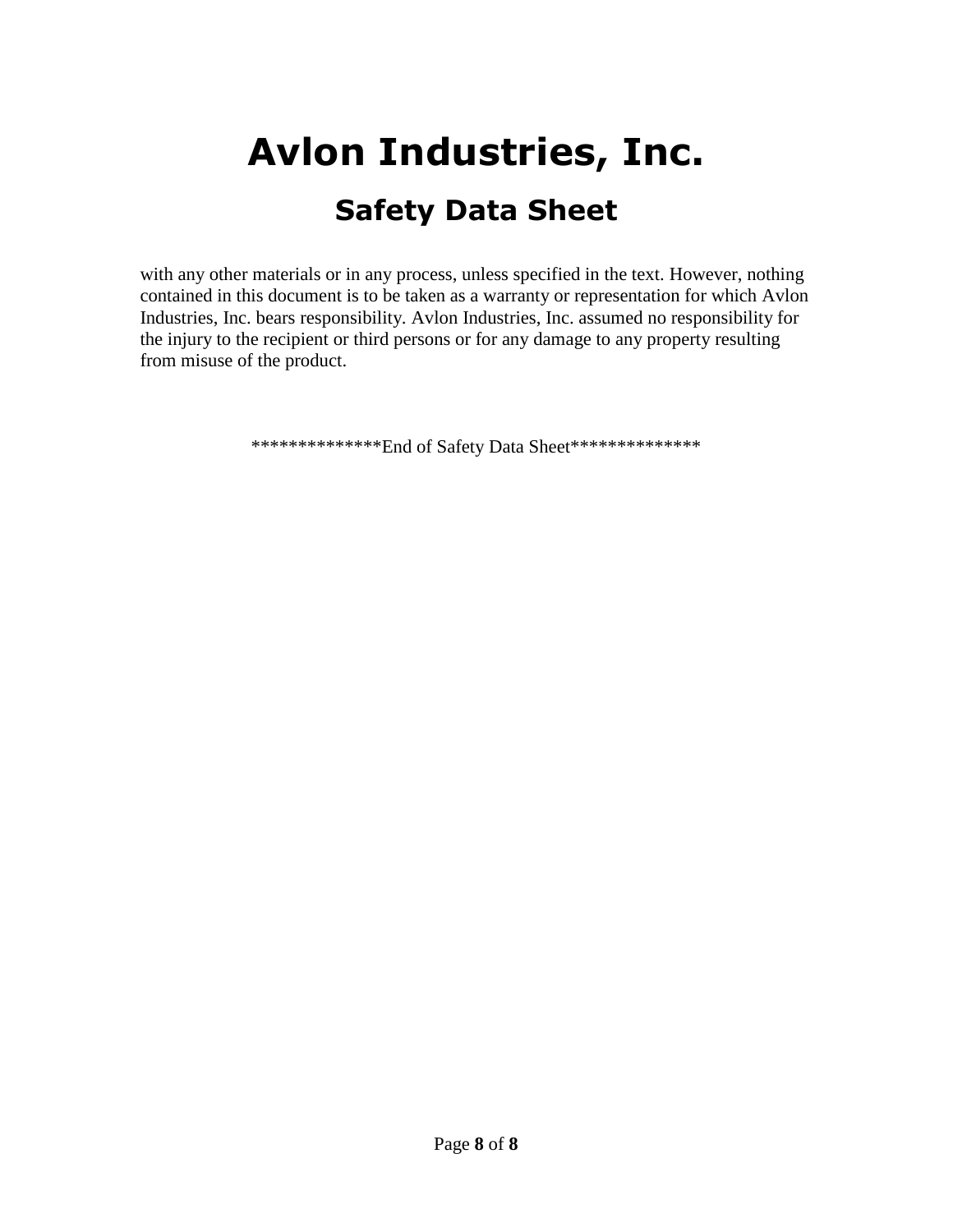# Avlon Industries, Inc.

## Safety Data Sheet

with any other materials or in any process, unless specified in the text. However, nothing contained in this document is to be taken as a warranty or representation for which Avlon Industries, Inc. bears responsibility. Avlon Industries, Inc. assumed no responsibility for the injury to the recipient or third persons or for any damage to any property resulting from misuse of the product.

**************End of Safety Data Sheet**************